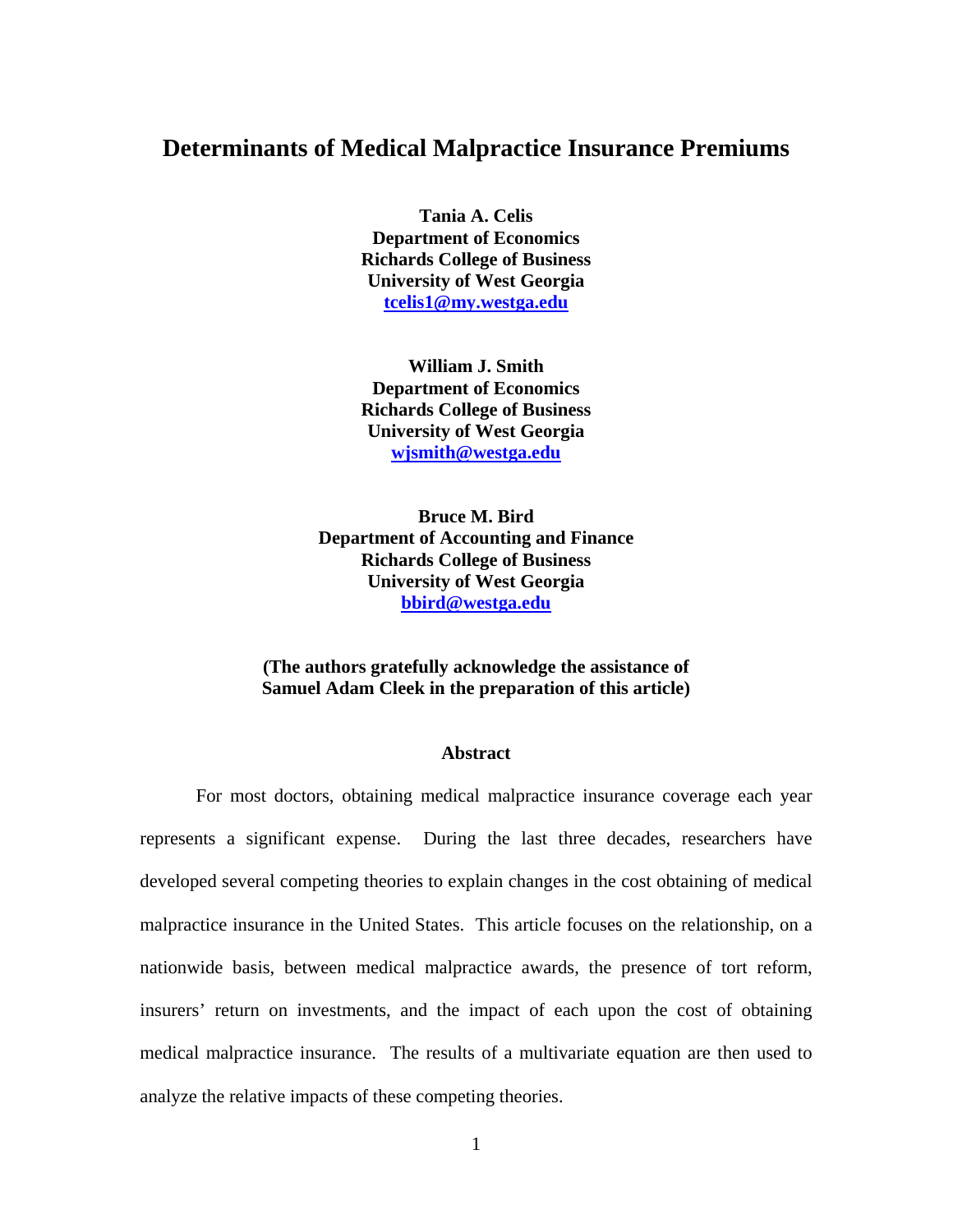# Determinants of Medical Malpractice Insurance Premiums

**Tania A. Celis**
**Department of Economics**
**Richards College of Business**
**University of West Georgia**
**tcelis1@my.westga.edu**

**William J. Smith**
**Department of Economics**
**Richards College of Business**
**University of West Georgia**
**wjsmith@westga.edu**

**Bruce M. Bird**
**Department of Accounting and Finance**
**Richards College of Business**
**University of West Georgia**
**bbird@westga.edu**

**(The authors gratefully acknowledge the assistance of Samuel Adam Cleek in the preparation of this article)**

## Abstract

For most doctors, obtaining medical malpractice insurance coverage each year represents a significant expense. During the last three decades, researchers have developed several competing theories to explain changes in the cost obtaining of medical malpractice insurance in the United States. This article focuses on the relationship, on a nationwide basis, between medical malpractice awards, the presence of tort reform, insurers' return on investments, and the impact of each upon the cost of obtaining medical malpractice insurance. The results of a multivariate equation are then used to analyze the relative impacts of these competing theories.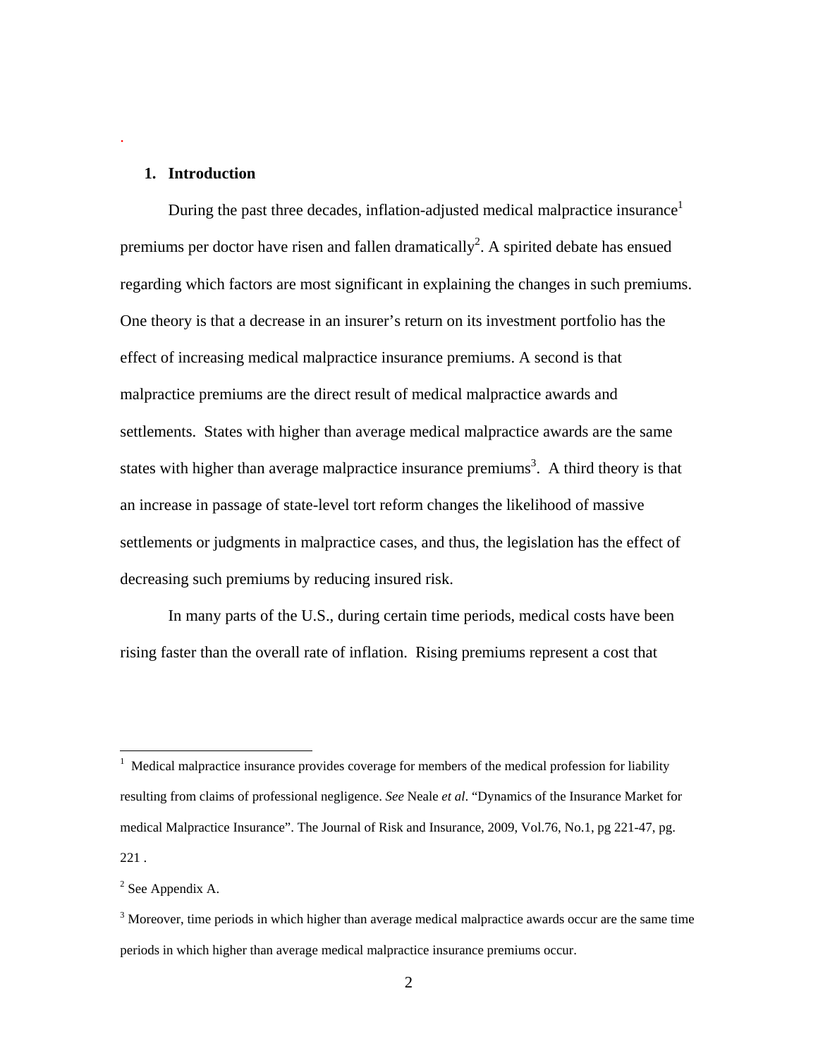## 1. Introduction

During the past three decades, inflation-adjusted medical malpractice insurance[1] premiums per doctor have risen and fallen dramatically[2]. A spirited debate has ensued regarding which factors are most significant in explaining the changes in such premiums. One theory is that a decrease in an insurer's return on its investment portfolio has the effect of increasing medical malpractice insurance premiums. A second is that malpractice premiums are the direct result of medical malpractice awards and settlements. States with higher than average medical malpractice awards are the same states with higher than average malpractice insurance premiums[3]. A third theory is that an increase in passage of state-level tort reform changes the likelihood of massive settlements or judgments in malpractice cases, and thus, the legislation has the effect of decreasing such premiums by reducing insured risk.

In many parts of the U.S., during certain time periods, medical costs have been rising faster than the overall rate of inflation. Rising premiums represent a cost that

---

[1] Medical malpractice insurance provides coverage for members of the medical profession for liability resulting from claims of professional negligence. *See* Neale *et al*. "Dynamics of the Insurance Market for medical Malpractice Insurance". The Journal of Risk and Insurance, 2009, Vol.76, No.1, pg 221-47, pg. 221 .

[2] See Appendix A.

[3] Moreover, time periods in which higher than average medical malpractice awards occur are the same time periods in which higher than average medical malpractice insurance premiums occur.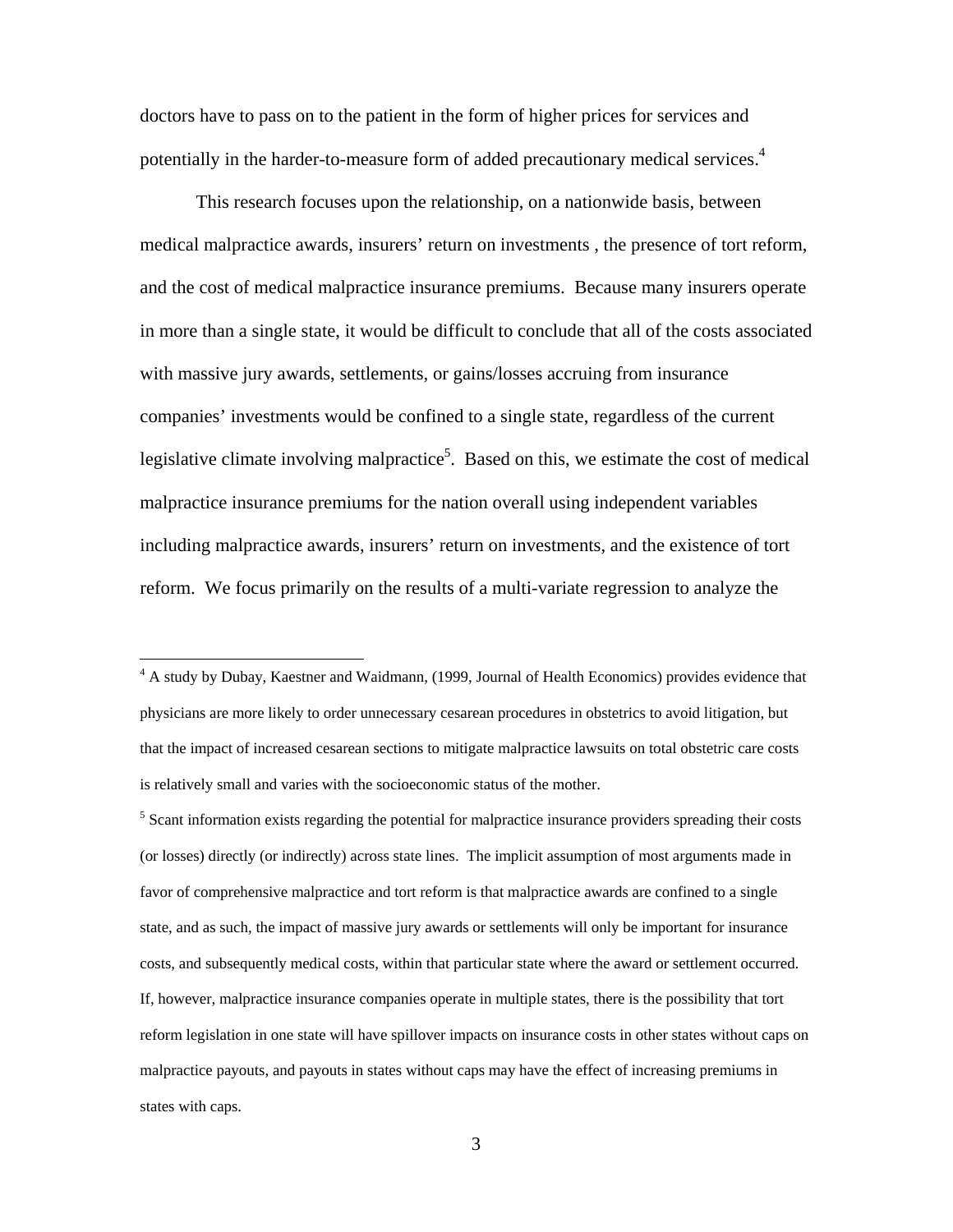doctors have to pass on to the patient in the form of higher prices for services and potentially in the harder-to-measure form of added precautionary medical services.[4]

This research focuses upon the relationship, on a nationwide basis, between medical malpractice awards, insurers' return on investments , the presence of tort reform, and the cost of medical malpractice insurance premiums. Because many insurers operate in more than a single state, it would be difficult to conclude that all of the costs associated with massive jury awards, settlements, or gains/losses accruing from insurance companies' investments would be confined to a single state, regardless of the current legislative climate involving malpractice[5]. Based on this, we estimate the cost of medical malpractice insurance premiums for the nation overall using independent variables including malpractice awards, insurers' return on investments, and the existence of tort reform. We focus primarily on the results of a multi-variate regression to analyze the

---

[4] A study by Dubay, Kaestner and Waidmann, (1999, Journal of Health Economics) provides evidence that physicians are more likely to order unnecessary cesarean procedures in obstetrics to avoid litigation, but that the impact of increased cesarean sections to mitigate malpractice lawsuits on total obstetric care costs is relatively small and varies with the socioeconomic status of the mother.

[5] Scant information exists regarding the potential for malpractice insurance providers spreading their costs (or losses) directly (or indirectly) across state lines. The implicit assumption of most arguments made in favor of comprehensive malpractice and tort reform is that malpractice awards are confined to a single state, and as such, the impact of massive jury awards or settlements will only be important for insurance costs, and subsequently medical costs, within that particular state where the award or settlement occurred. If, however, malpractice insurance companies operate in multiple states, there is the possibility that tort reform legislation in one state will have spillover impacts on insurance costs in other states without caps on malpractice payouts, and payouts in states without caps may have the effect of increasing premiums in states with caps.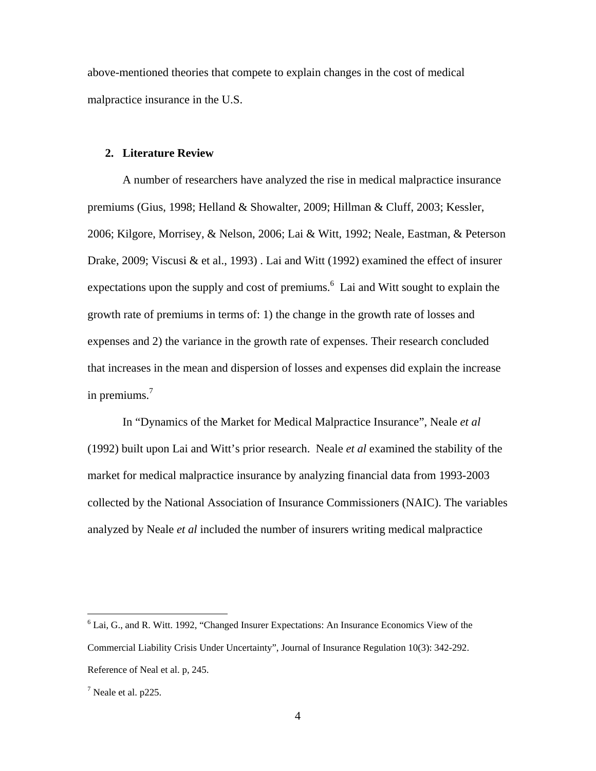above-mentioned theories that compete to explain changes in the cost of medical malpractice insurance in the U.S.

## 2. Literature Review

A number of researchers have analyzed the rise in medical malpractice insurance premiums (Gius, 1998; Helland & Showalter, 2009; Hillman & Cluff, 2003; Kessler, 2006; Kilgore, Morrisey, & Nelson, 2006; Lai & Witt, 1992; Neale, Eastman, & Peterson Drake, 2009; Viscusi & et al., 1993) . Lai and Witt (1992) examined the effect of insurer expectations upon the supply and cost of premiums.[6] Lai and Witt sought to explain the growth rate of premiums in terms of: 1) the change in the growth rate of losses and expenses and 2) the variance in the growth rate of expenses. Their research concluded that increases in the mean and dispersion of losses and expenses did explain the increase in premiums.[7]

In "Dynamics of the Market for Medical Malpractice Insurance", Neale *et al* (1992) built upon Lai and Witt's prior research. Neale *et al* examined the stability of the market for medical malpractice insurance by analyzing financial data from 1993-2003 collected by the National Association of Insurance Commissioners (NAIC). The variables analyzed by Neale *et al* included the number of insurers writing medical malpractice

---

[6] Lai, G., and R. Witt. 1992, "Changed Insurer Expectations: An Insurance Economics View of the Commercial Liability Crisis Under Uncertainty", Journal of Insurance Regulation 10(3): 342-292. Reference of Neal et al. p, 245.

[7] Neale et al. p225.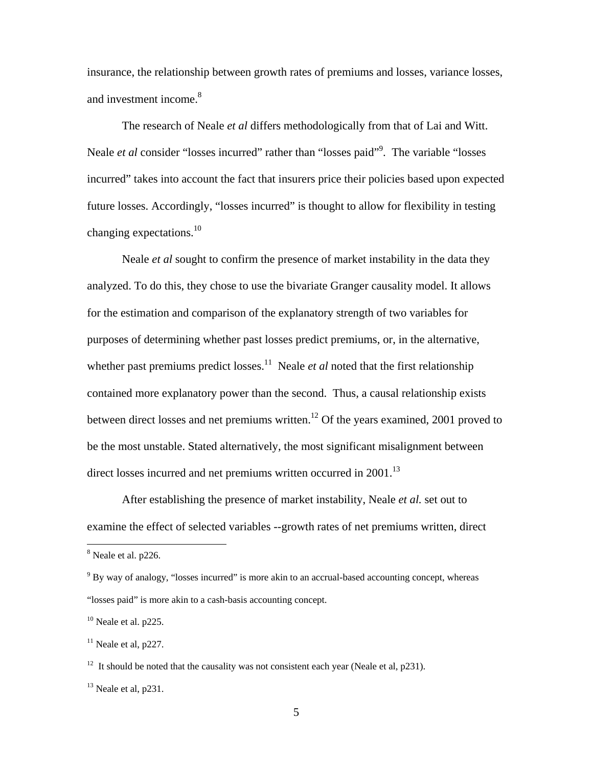insurance, the relationship between growth rates of premiums and losses, variance losses, and investment income.[8]

The research of Neale *et al* differs methodologically from that of Lai and Witt. Neale *et al* consider "losses incurred" rather than "losses paid"[9]. The variable "losses incurred" takes into account the fact that insurers price their policies based upon expected future losses. Accordingly, "losses incurred" is thought to allow for flexibility in testing changing expectations.[10]

Neale *et al* sought to confirm the presence of market instability in the data they analyzed. To do this, they chose to use the bivariate Granger causality model. It allows for the estimation and comparison of the explanatory strength of two variables for purposes of determining whether past losses predict premiums, or, in the alternative, whether past premiums predict losses.[11] Neale *et al* noted that the first relationship contained more explanatory power than the second. Thus, a causal relationship exists between direct losses and net premiums written.[12] Of the years examined, 2001 proved to be the most unstable. Stated alternatively, the most significant misalignment between direct losses incurred and net premiums written occurred in 2001.[13]

After establishing the presence of market instability, Neale *et al.* set out to examine the effect of selected variables --growth rates of net premiums written, direct

---

[8] Neale et al. p226.

[9] By way of analogy, "losses incurred" is more akin to an accrual-based accounting concept, whereas "losses paid" is more akin to a cash-basis accounting concept.

[10] Neale et al. p225.

[11] Neale et al, p227.

[12] It should be noted that the causality was not consistent each year (Neale et al, p231).

[13] Neale et al, p231.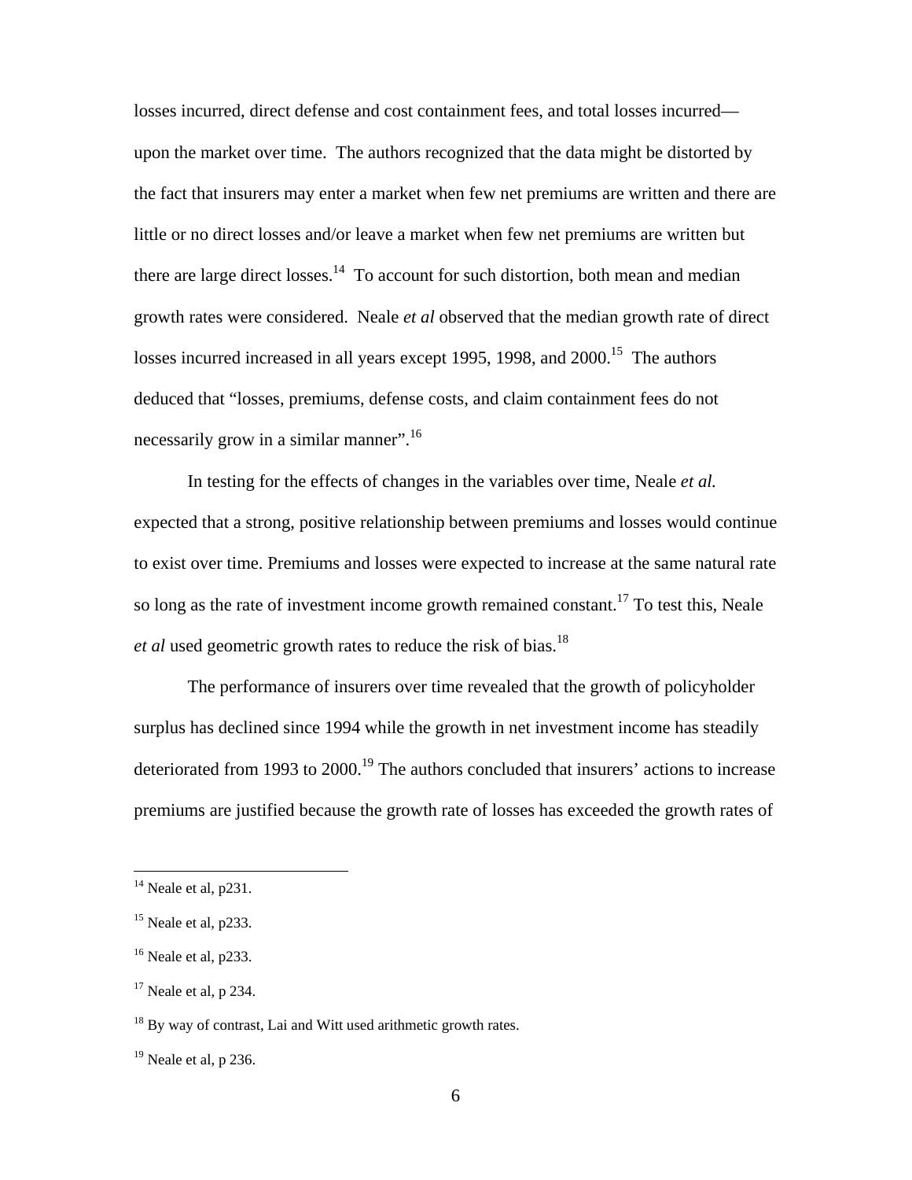losses incurred, direct defense and cost containment fees, and total losses incurred—upon the market over time. The authors recognized that the data might be distorted by the fact that insurers may enter a market when few net premiums are written and there are little or no direct losses and/or leave a market when few net premiums are written but there are large direct losses.[14] To account for such distortion, both mean and median growth rates were considered. Neale *et al* observed that the median growth rate of direct losses incurred increased in all years except 1995, 1998, and 2000.[15] The authors deduced that "losses, premiums, defense costs, and claim containment fees do not necessarily grow in a similar manner".[16]

In testing for the effects of changes in the variables over time, Neale *et al.* expected that a strong, positive relationship between premiums and losses would continue to exist over time. Premiums and losses were expected to increase at the same natural rate so long as the rate of investment income growth remained constant.[17] To test this, Neale *et al* used geometric growth rates to reduce the risk of bias.[18]

The performance of insurers over time revealed that the growth of policyholder surplus has declined since 1994 while the growth in net investment income has steadily deteriorated from 1993 to 2000.[19] The authors concluded that insurers' actions to increase premiums are justified because the growth rate of losses has exceeded the growth rates of

---

[14] Neale et al, p231.

[15] Neale et al, p233.

[16] Neale et al, p233.

[17] Neale et al, p 234.

[18] By way of contrast, Lai and Witt used arithmetic growth rates.

[19] Neale et al, p 236.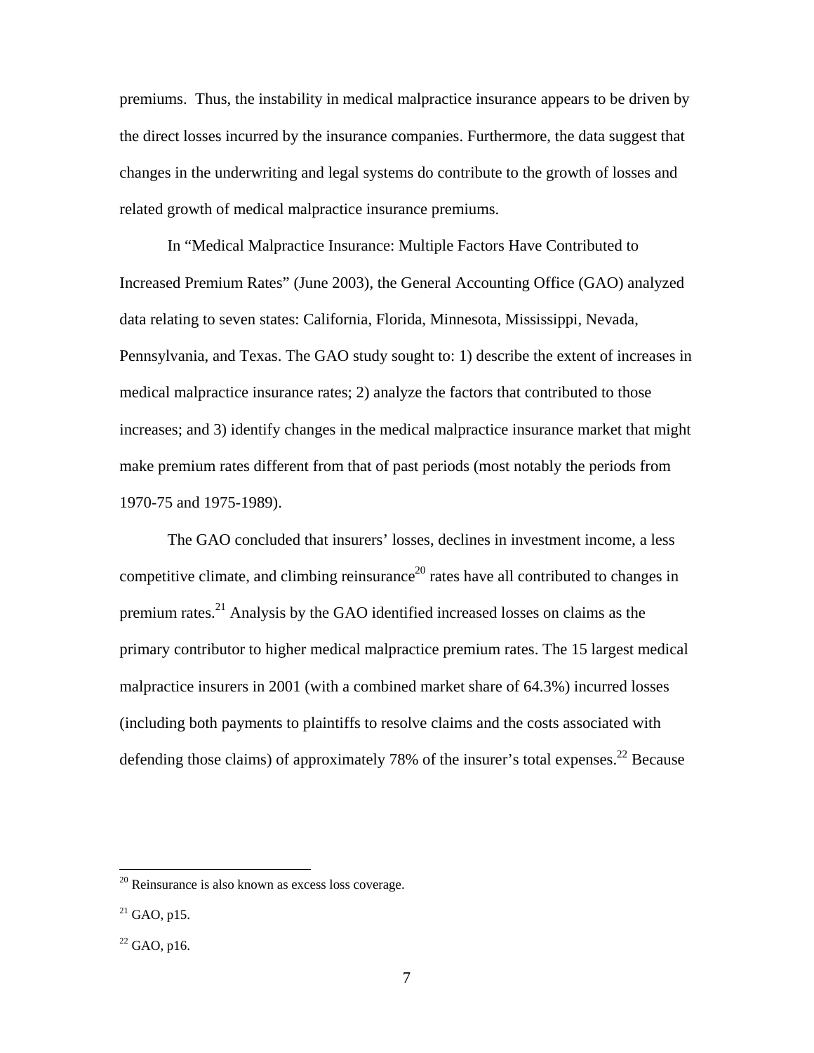premiums. Thus, the instability in medical malpractice insurance appears to be driven by the direct losses incurred by the insurance companies. Furthermore, the data suggest that changes in the underwriting and legal systems do contribute to the growth of losses and related growth of medical malpractice insurance premiums.

In "Medical Malpractice Insurance: Multiple Factors Have Contributed to Increased Premium Rates" (June 2003), the General Accounting Office (GAO) analyzed data relating to seven states: California, Florida, Minnesota, Mississippi, Nevada, Pennsylvania, and Texas. The GAO study sought to: 1) describe the extent of increases in medical malpractice insurance rates; 2) analyze the factors that contributed to those increases; and 3) identify changes in the medical malpractice insurance market that might make premium rates different from that of past periods (most notably the periods from 1970-75 and 1975-1989).

The GAO concluded that insurers' losses, declines in investment income, a less competitive climate, and climbing reinsurance[20] rates have all contributed to changes in premium rates.[21] Analysis by the GAO identified increased losses on claims as the primary contributor to higher medical malpractice premium rates. The 15 largest medical malpractice insurers in 2001 (with a combined market share of 64.3%) incurred losses (including both payments to plaintiffs to resolve claims and the costs associated with defending those claims) of approximately 78% of the insurer's total expenses.[22] Because

---

[20] Reinsurance is also known as excess loss coverage.

[21] GAO, p15.

[22] GAO, p16.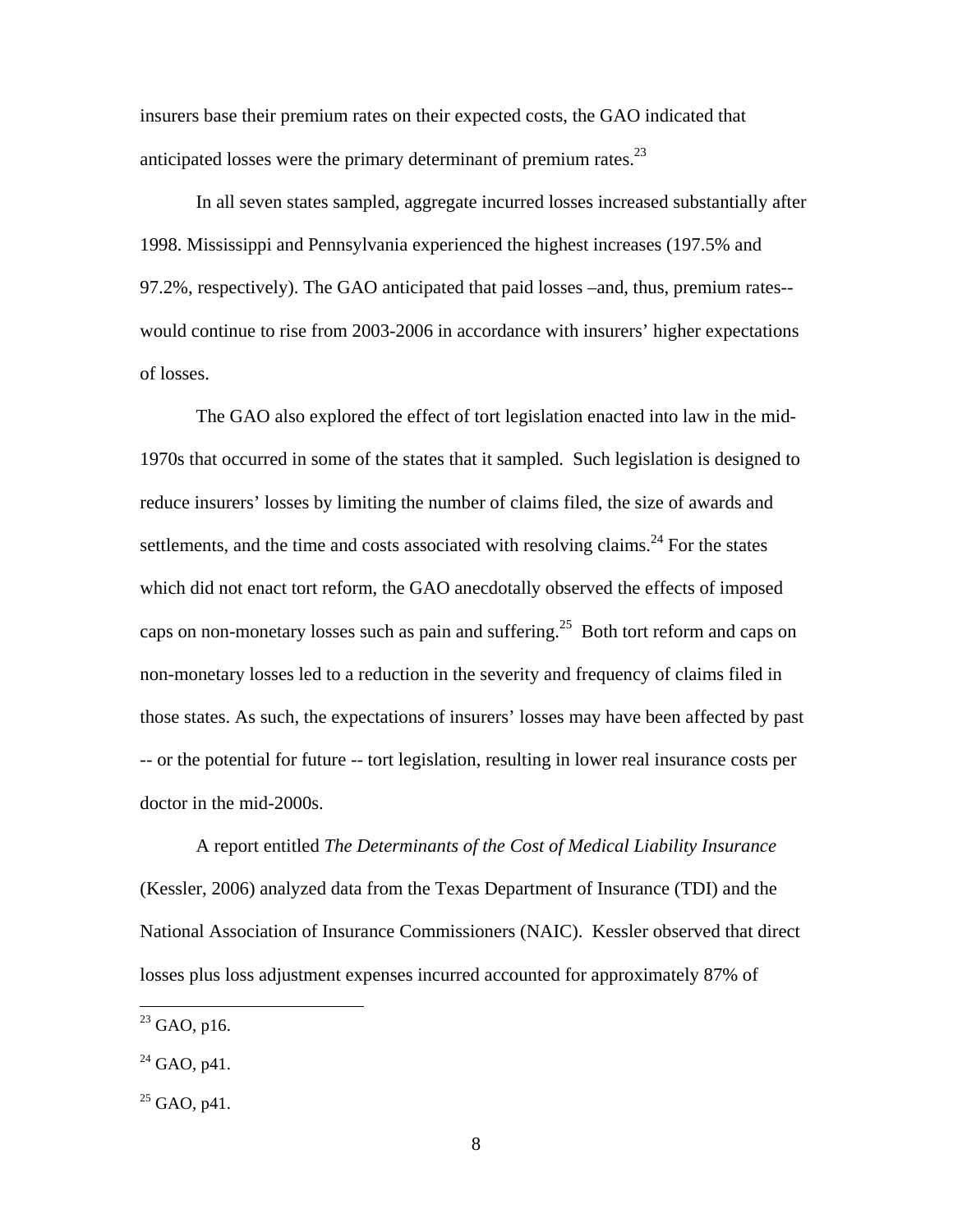insurers base their premium rates on their expected costs, the GAO indicated that anticipated losses were the primary determinant of premium rates.[23]

In all seven states sampled, aggregate incurred losses increased substantially after 1998. Mississippi and Pennsylvania experienced the highest increases (197.5% and 97.2%, respectively). The GAO anticipated that paid losses –and, thus, premium rates--would continue to rise from 2003-2006 in accordance with insurers' higher expectations of losses.

The GAO also explored the effect of tort legislation enacted into law in the mid-1970s that occurred in some of the states that it sampled. Such legislation is designed to reduce insurers' losses by limiting the number of claims filed, the size of awards and settlements, and the time and costs associated with resolving claims.[24] For the states which did not enact tort reform, the GAO anecdotally observed the effects of imposed caps on non-monetary losses such as pain and suffering.[25] Both tort reform and caps on non-monetary losses led to a reduction in the severity and frequency of claims filed in those states. As such, the expectations of insurers' losses may have been affected by past -- or the potential for future -- tort legislation, resulting in lower real insurance costs per doctor in the mid-2000s.

A report entitled *The Determinants of the Cost of Medical Liability Insurance* (Kessler, 2006) analyzed data from the Texas Department of Insurance (TDI) and the National Association of Insurance Commissioners (NAIC). Kessler observed that direct losses plus loss adjustment expenses incurred accounted for approximately 87% of

---

[23] GAO, p16.

[24] GAO, p41.

[25] GAO, p41.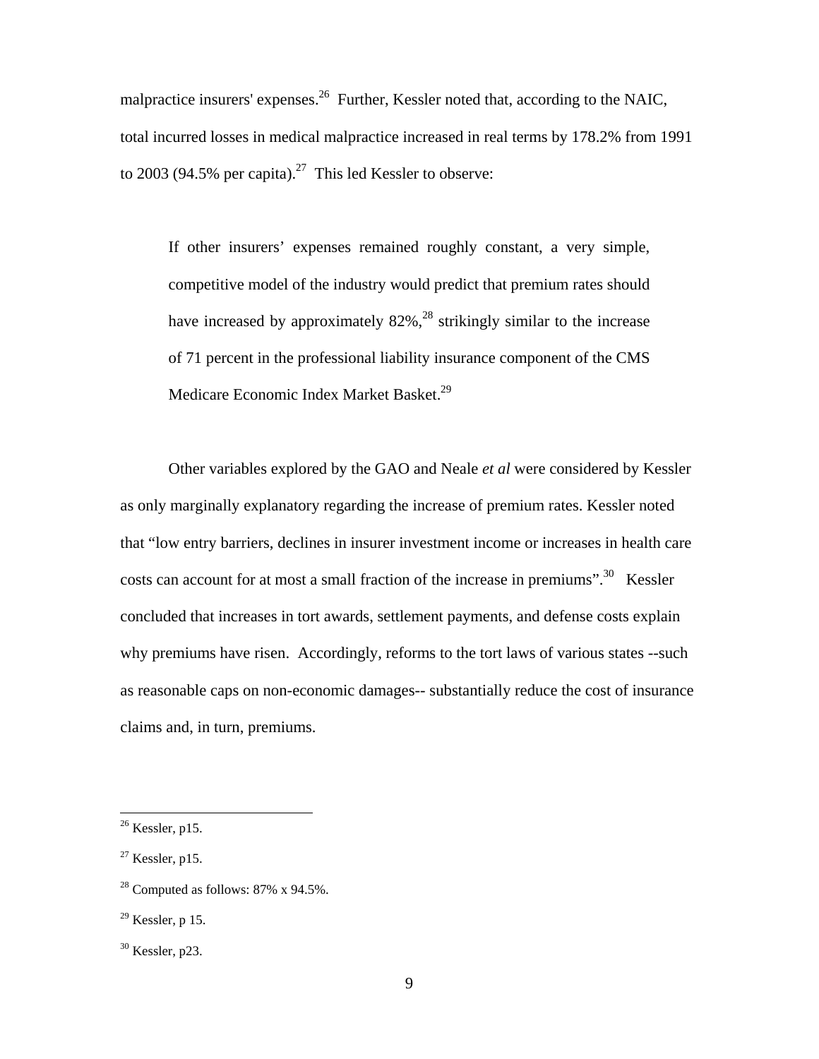malpractice insurers' expenses.[26] Further, Kessler noted that, according to the NAIC, total incurred losses in medical malpractice increased in real terms by 178.2% from 1991 to 2003 (94.5% per capita).[27] This led Kessler to observe:

> If other insurers' expenses remained roughly constant, a very simple, competitive model of the industry would predict that premium rates should have increased by approximately 82%,[28] strikingly similar to the increase of 71 percent in the professional liability insurance component of the CMS Medicare Economic Index Market Basket.[29]

Other variables explored by the GAO and Neale *et al* were considered by Kessler as only marginally explanatory regarding the increase of premium rates. Kessler noted that "low entry barriers, declines in insurer investment income or increases in health care costs can account for at most a small fraction of the increase in premiums".[30] Kessler concluded that increases in tort awards, settlement payments, and defense costs explain why premiums have risen. Accordingly, reforms to the tort laws of various states --such as reasonable caps on non-economic damages-- substantially reduce the cost of insurance claims and, in turn, premiums.

---

[26] Kessler, p15.

[27] Kessler, p15.

[28] Computed as follows: 87% x 94.5%.

[29] Kessler, p 15.

[30] Kessler, p23.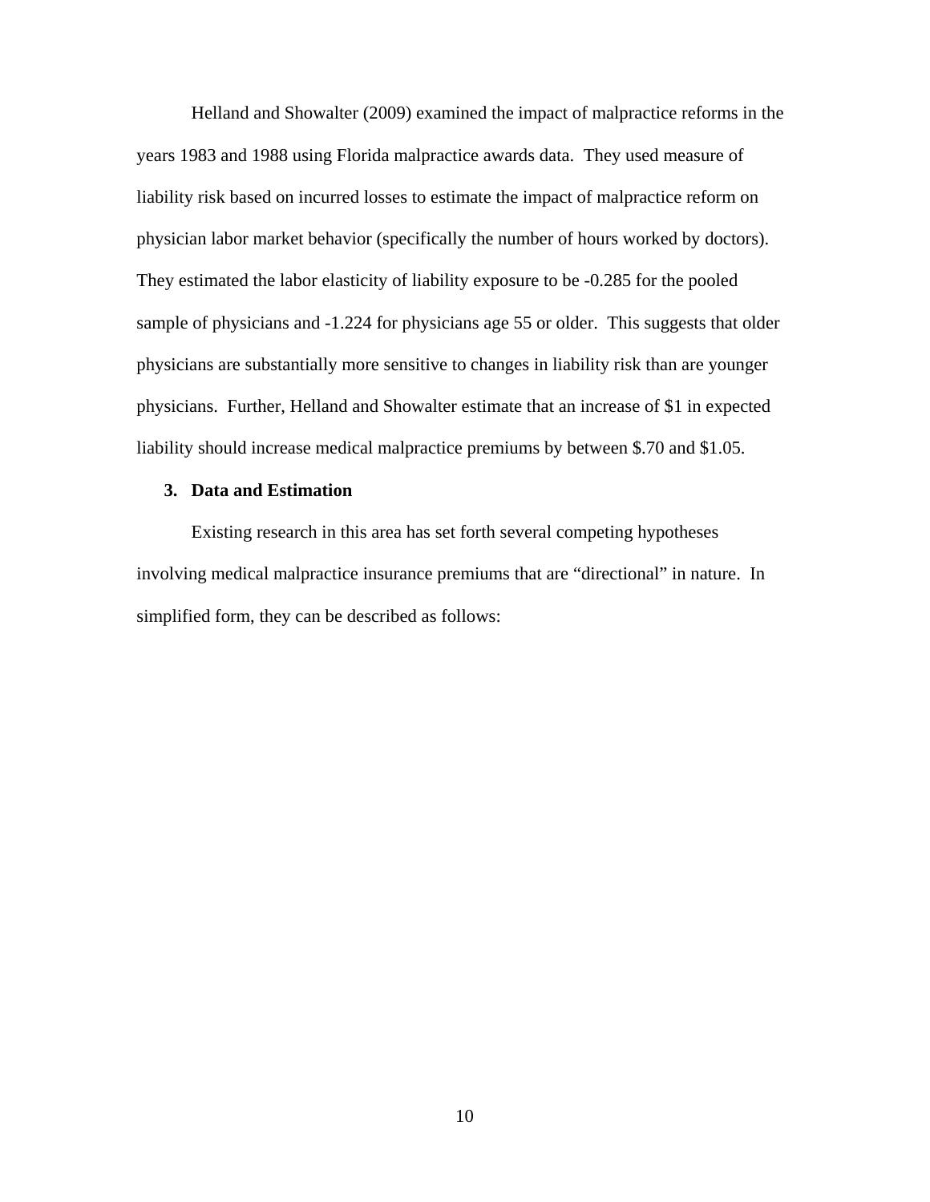Helland and Showalter (2009) examined the impact of malpractice reforms in the years 1983 and 1988 using Florida malpractice awards data. They used measure of liability risk based on incurred losses to estimate the impact of malpractice reform on physician labor market behavior (specifically the number of hours worked by doctors). They estimated the labor elasticity of liability exposure to be -0.285 for the pooled sample of physicians and -1.224 for physicians age 55 or older. This suggests that older physicians are substantially more sensitive to changes in liability risk than are younger physicians. Further, Helland and Showalter estimate that an increase of $1 in expected liability should increase medical malpractice premiums by between $.70 and $1.05.

## 3. Data and Estimation

Existing research in this area has set forth several competing hypotheses involving medical malpractice insurance premiums that are "directional" in nature. In simplified form, they can be described as follows: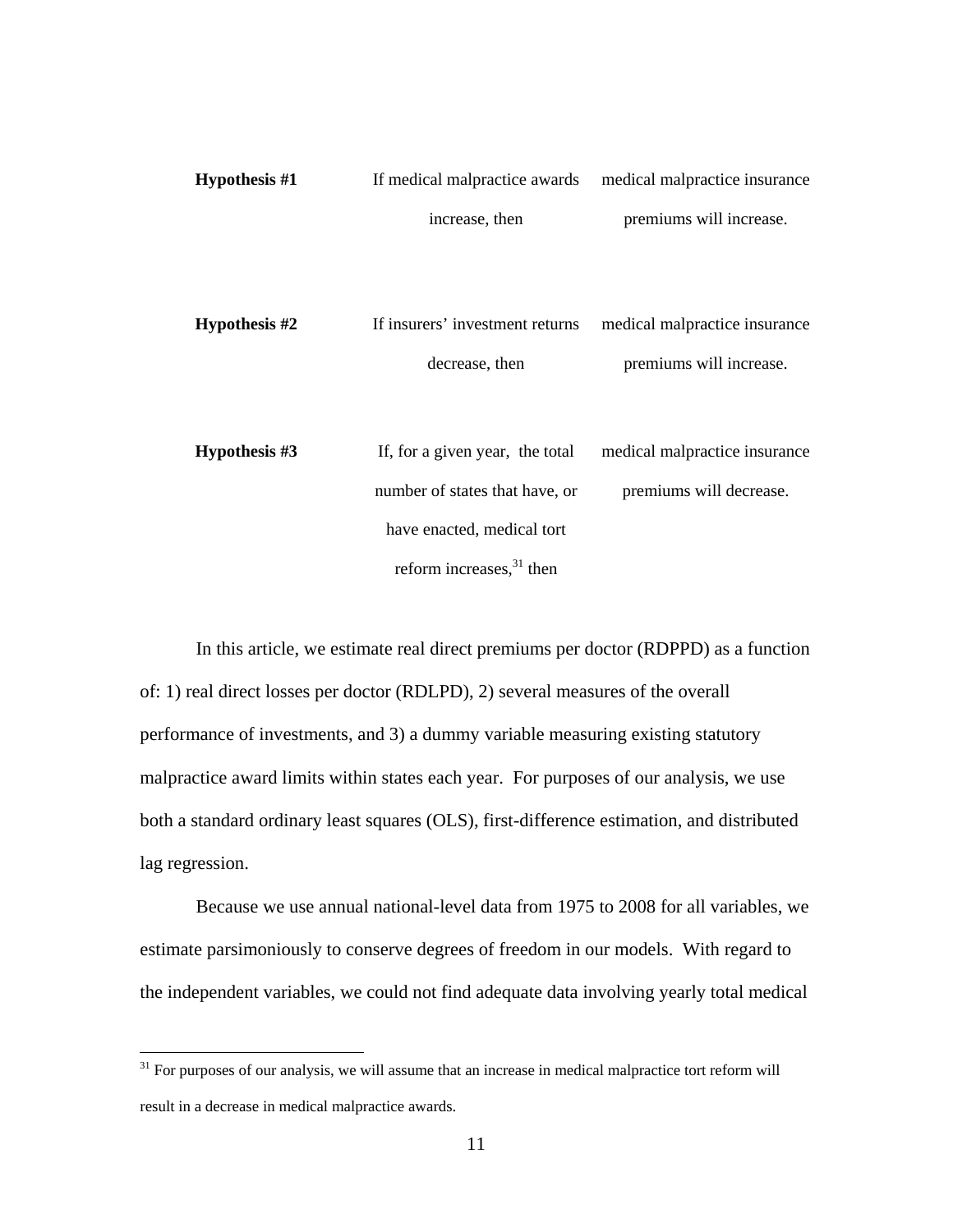| | | |
|---|---|---|
| **Hypothesis #1** | If medical malpractice awards increase, then | medical malpractice insurance premiums will increase. |
| **Hypothesis #2** | If insurers' investment returns decrease, then | medical malpractice insurance premiums will increase. |
| **Hypothesis #3** | If, for a given year, the total number of states that have, or have enacted, medical tort reform increases,[31] then | medical malpractice insurance premiums will decrease. |

In this article, we estimate real direct premiums per doctor (RDPPD) as a function of: 1) real direct losses per doctor (RDLPD), 2) several measures of the overall performance of investments, and 3) a dummy variable measuring existing statutory malpractice award limits within states each year. For purposes of our analysis, we use both a standard ordinary least squares (OLS), first-difference estimation, and distributed lag regression.

Because we use annual national-level data from 1975 to 2008 for all variables, we estimate parsimoniously to conserve degrees of freedom in our models. With regard to the independent variables, we could not find adequate data involving yearly total medical

[31] For purposes of our analysis, we will assume that an increase in medical malpractice tort reform will result in a decrease in medical malpractice awards.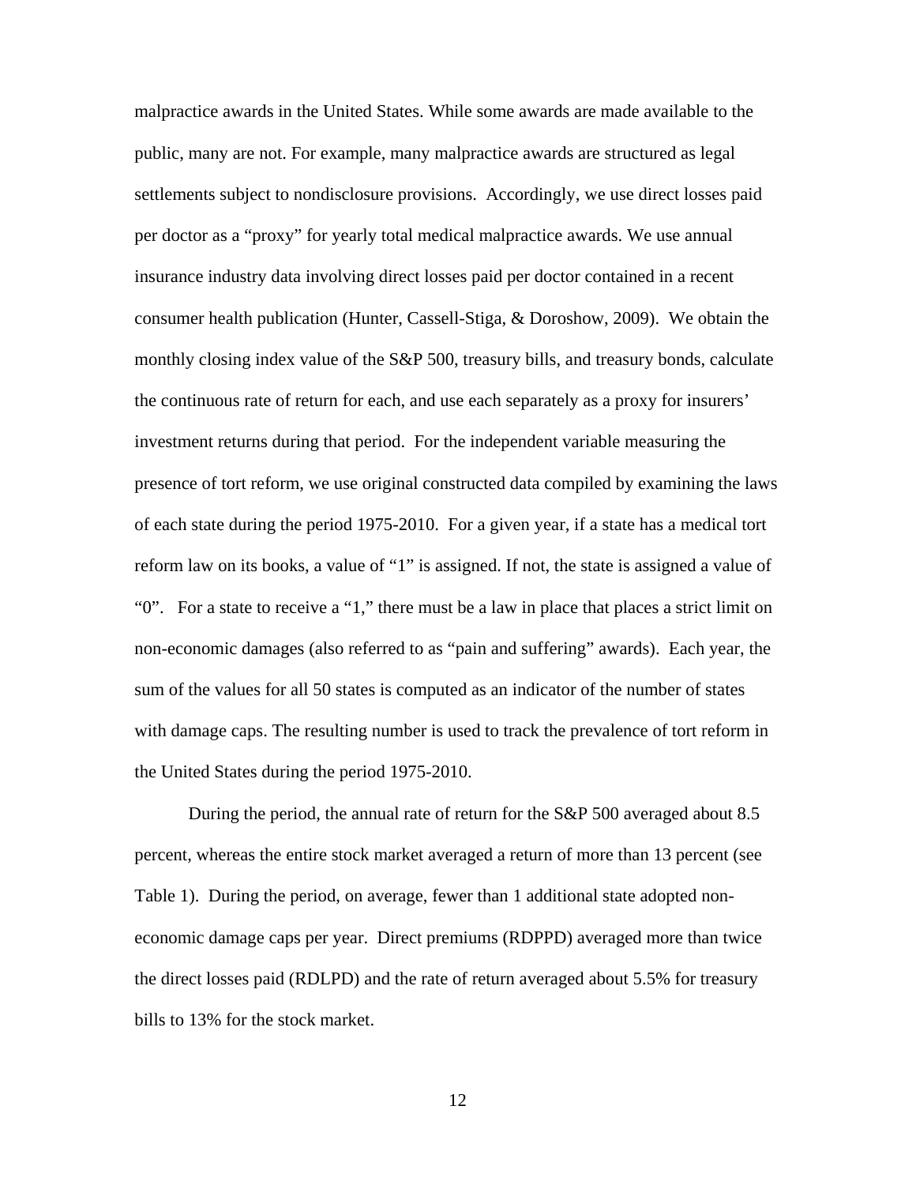malpractice awards in the United States. While some awards are made available to the public, many are not. For example, many malpractice awards are structured as legal settlements subject to nondisclosure provisions. Accordingly, we use direct losses paid per doctor as a "proxy" for yearly total medical malpractice awards. We use annual insurance industry data involving direct losses paid per doctor contained in a recent consumer health publication (Hunter, Cassell-Stiga, & Doroshow, 2009). We obtain the monthly closing index value of the S&P 500, treasury bills, and treasury bonds, calculate the continuous rate of return for each, and use each separately as a proxy for insurers' investment returns during that period. For the independent variable measuring the presence of tort reform, we use original constructed data compiled by examining the laws of each state during the period 1975-2010. For a given year, if a state has a medical tort reform law on its books, a value of "1" is assigned. If not, the state is assigned a value of "0". For a state to receive a "1," there must be a law in place that places a strict limit on non-economic damages (also referred to as "pain and suffering" awards). Each year, the sum of the values for all 50 states is computed as an indicator of the number of states with damage caps. The resulting number is used to track the prevalence of tort reform in the United States during the period 1975-2010.

During the period, the annual rate of return for the S&P 500 averaged about 8.5 percent, whereas the entire stock market averaged a return of more than 13 percent (see Table 1). During the period, on average, fewer than 1 additional state adopted non-economic damage caps per year. Direct premiums (RDPPD) averaged more than twice the direct losses paid (RDLPD) and the rate of return averaged about 5.5% for treasury bills to 13% for the stock market.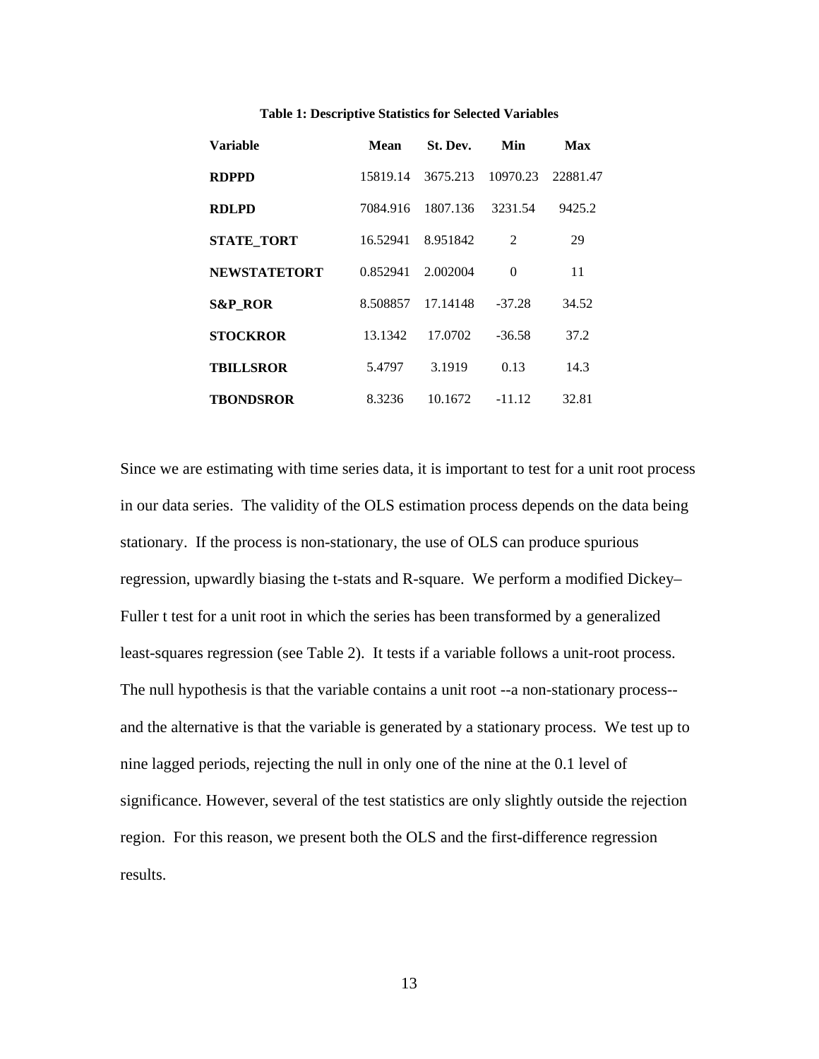**Table 1: Descriptive Statistics for Selected Variables**

| Variable | Mean | St. Dev. | Min | Max |
|---|---|---|---|---|
| **RDPPD** | 15819.14 | 3675.213 | 10970.23 | 22881.47 |
| **RDLPD** | 7084.916 | 1807.136 | 3231.54 | 9425.2 |
| **STATE_TORT** | 16.52941 | 8.951842 | 2 | 29 |
| **NEWSTATETORT** | 0.852941 | 2.002004 | 0 | 11 |
| **S&P_ROR** | 8.508857 | 17.14148 | -37.28 | 34.52 |
| **STOCKROR** | 13.1342 | 17.0702 | -36.58 | 37.2 |
| **TBILLSROR** | 5.4797 | 3.1919 | 0.13 | 14.3 |
| **TBONDSROR** | 8.3236 | 10.1672 | -11.12 | 32.81 |

Since we are estimating with time series data, it is important to test for a unit root process in our data series. The validity of the OLS estimation process depends on the data being stationary. If the process is non-stationary, the use of OLS can produce spurious regression, upwardly biasing the t-stats and R-square. We perform a modified Dickey–Fuller t test for a unit root in which the series has been transformed by a generalized least-squares regression (see Table 2). It tests if a variable follows a unit-root process. The null hypothesis is that the variable contains a unit root --a non-stationary process-- and the alternative is that the variable is generated by a stationary process. We test up to nine lagged periods, rejecting the null in only one of the nine at the 0.1 level of significance. However, several of the test statistics are only slightly outside the rejection region. For this reason, we present both the OLS and the first-difference regression results.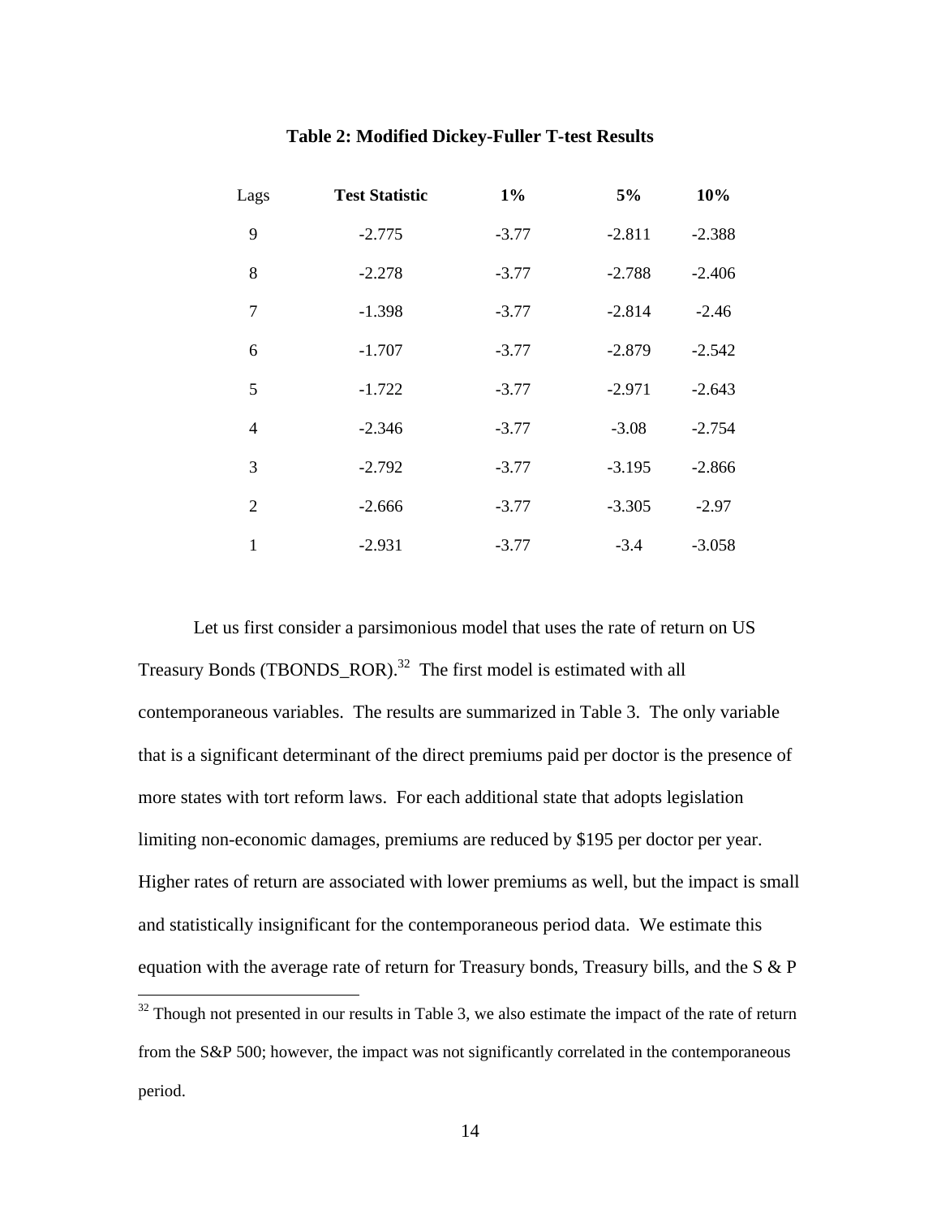**Table 2: Modified Dickey-Fuller T-test Results**

| Lags | Test Statistic | 1% | 5% | 10% |
|---|---|---|---|---|
| 9 | -2.775 | -3.77 | -2.811 | -2.388 |
| 8 | -2.278 | -3.77 | -2.788 | -2.406 |
| 7 | -1.398 | -3.77 | -2.814 | -2.46 |
| 6 | -1.707 | -3.77 | -2.879 | -2.542 |
| 5 | -1.722 | -3.77 | -2.971 | -2.643 |
| 4 | -2.346 | -3.77 | -3.08 | -2.754 |
| 3 | -2.792 | -3.77 | -3.195 | -2.866 |
| 2 | -2.666 | -3.77 | -3.305 | -2.97 |
| 1 | -2.931 | -3.77 | -3.4 | -3.058 |

Let us first consider a parsimonious model that uses the rate of return on US Treasury Bonds (TBONDS_ROR).[32] The first model is estimated with all contemporaneous variables. The results are summarized in Table 3. The only variable that is a significant determinant of the direct premiums paid per doctor is the presence of more states with tort reform laws. For each additional state that adopts legislation limiting non-economic damages, premiums are reduced by $195 per doctor per year. Higher rates of return are associated with lower premiums as well, but the impact is small and statistically insignificant for the contemporaneous period data. We estimate this equation with the average rate of return for Treasury bonds, Treasury bills, and the S & P

[32] Though not presented in our results in Table 3, we also estimate the impact of the rate of return from the S&P 500; however, the impact was not significantly correlated in the contemporaneous period.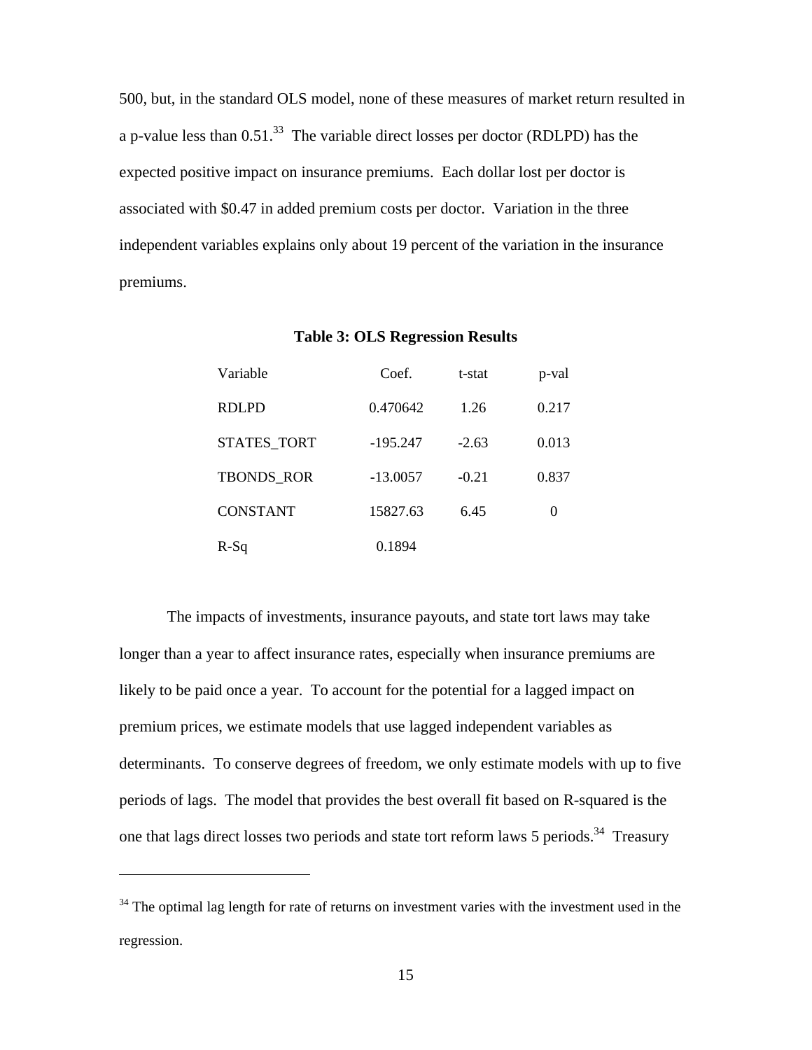500, but, in the standard OLS model, none of these measures of market return resulted in a p-value less than 0.51.[33] The variable direct losses per doctor (RDLPD) has the expected positive impact on insurance premiums. Each dollar lost per doctor is associated with $0.47 in added premium costs per doctor. Variation in the three independent variables explains only about 19 percent of the variation in the insurance premiums.

**Table 3: OLS Regression Results**

| Variable | Coef. | t-stat | p-val |
|---|---|---|---|
| RDLPD | 0.470642 | 1.26 | 0.217 |
| STATES_TORT | -195.247 | -2.63 | 0.013 |
| TBONDS_ROR | -13.0057 | -0.21 | 0.837 |
| CONSTANT | 15827.63 | 6.45 | 0 |
| R-Sq | 0.1894 | | |

The impacts of investments, insurance payouts, and state tort laws may take longer than a year to affect insurance rates, especially when insurance premiums are likely to be paid once a year. To account for the potential for a lagged impact on premium prices, we estimate models that use lagged independent variables as determinants. To conserve degrees of freedom, we only estimate models with up to five periods of lags. The model that provides the best overall fit based on R-squared is the one that lags direct losses two periods and state tort reform laws 5 periods.[34] Treasury

[34] The optimal lag length for rate of returns on investment varies with the investment used in the regression.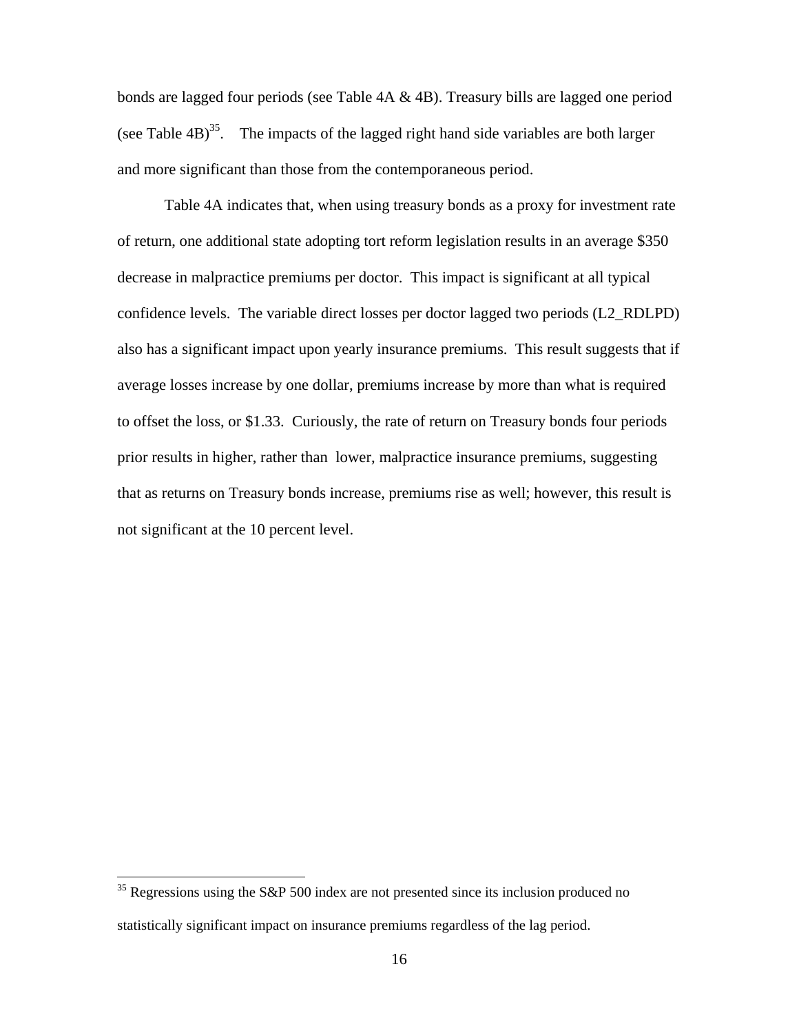bonds are lagged four periods (see Table 4A & 4B). Treasury bills are lagged one period (see Table 4B)[35]. The impacts of the lagged right hand side variables are both larger and more significant than those from the contemporaneous period.

Table 4A indicates that, when using treasury bonds as a proxy for investment rate of return, one additional state adopting tort reform legislation results in an average $350 decrease in malpractice premiums per doctor. This impact is significant at all typical confidence levels. The variable direct losses per doctor lagged two periods (L2_RDLPD) also has a significant impact upon yearly insurance premiums. This result suggests that if average losses increase by one dollar, premiums increase by more than what is required to offset the loss, or $1.33. Curiously, the rate of return on Treasury bonds four periods prior results in higher, rather than lower, malpractice insurance premiums, suggesting that as returns on Treasury bonds increase, premiums rise as well; however, this result is not significant at the 10 percent level.

---

[35] Regressions using the S&P 500 index are not presented since its inclusion produced no statistically significant impact on insurance premiums regardless of the lag period.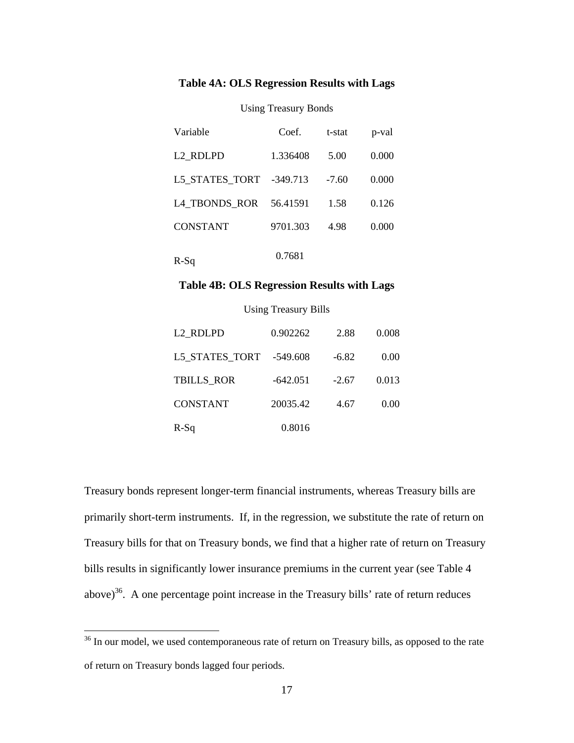**Table 4A: OLS Regression Results with Lags**

Using Treasury Bonds

| Variable | Coef. | t-stat | p-val |
|---|---|---|---|
| L2_RDLPD | 1.336408 | 5.00 | 0.000 |
| L5_STATES_TORT | -349.713 | -7.60 | 0.000 |
| L4_TBONDS_ROR | 56.41591 | 1.58 | 0.126 |
| CONSTANT | 9701.303 | 4.98 | 0.000 |
| R-Sq | 0.7681 | | |

**Table 4B: OLS Regression Results with Lags**

Using Treasury Bills

| Variable | Coef. | t-stat | p-val |
|---|---|---|---|
| L2_RDLPD | 0.902262 | 2.88 | 0.008 |
| L5_STATES_TORT | -549.608 | -6.82 | 0.00 |
| TBILLS_ROR | -642.051 | -2.67 | 0.013 |
| CONSTANT | 20035.42 | 4.67 | 0.00 |
| R-Sq | 0.8016 | | |

Treasury bonds represent longer-term financial instruments, whereas Treasury bills are primarily short-term instruments. If, in the regression, we substitute the rate of return on Treasury bills for that on Treasury bonds, we find that a higher rate of return on Treasury bills results in significantly lower insurance premiums in the current year (see Table 4 above)[36]. A one percentage point increase in the Treasury bills' rate of return reduces

[36] In our model, we used contemporaneous rate of return on Treasury bills, as opposed to the rate of return on Treasury bonds lagged four periods.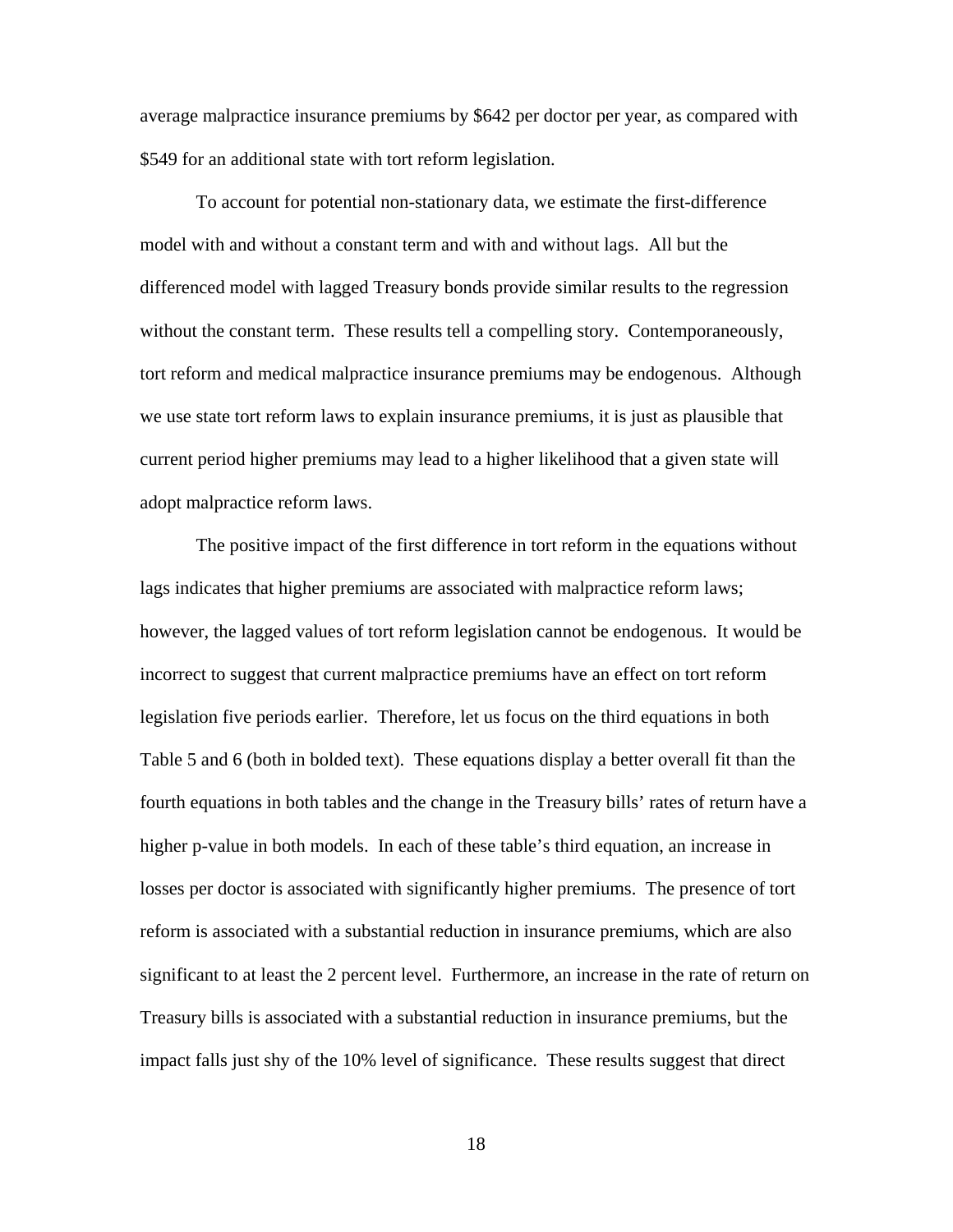average malpractice insurance premiums by $642 per doctor per year, as compared with $549 for an additional state with tort reform legislation.

To account for potential non-stationary data, we estimate the first-difference model with and without a constant term and with and without lags. All but the differenced model with lagged Treasury bonds provide similar results to the regression without the constant term. These results tell a compelling story. Contemporaneously, tort reform and medical malpractice insurance premiums may be endogenous. Although we use state tort reform laws to explain insurance premiums, it is just as plausible that current period higher premiums may lead to a higher likelihood that a given state will adopt malpractice reform laws.

The positive impact of the first difference in tort reform in the equations without lags indicates that higher premiums are associated with malpractice reform laws; however, the lagged values of tort reform legislation cannot be endogenous. It would be incorrect to suggest that current malpractice premiums have an effect on tort reform legislation five periods earlier. Therefore, let us focus on the third equations in both Table 5 and 6 (both in bolded text). These equations display a better overall fit than the fourth equations in both tables and the change in the Treasury bills' rates of return have a higher p-value in both models. In each of these table's third equation, an increase in losses per doctor is associated with significantly higher premiums. The presence of tort reform is associated with a substantial reduction in insurance premiums, which are also significant to at least the 2 percent level. Furthermore, an increase in the rate of return on Treasury bills is associated with a substantial reduction in insurance premiums, but the impact falls just shy of the 10% level of significance. These results suggest that direct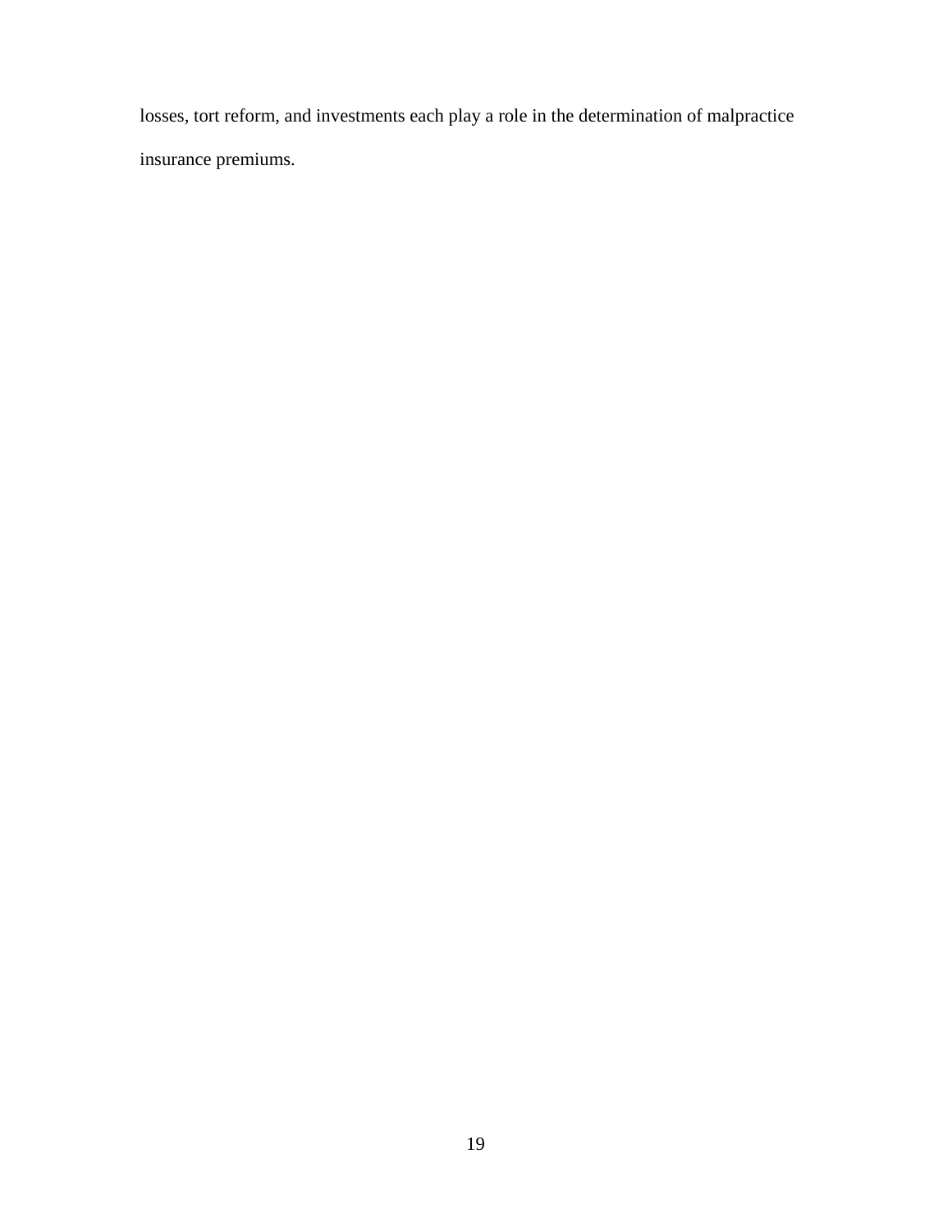losses, tort reform, and investments each play a role in the determination of malpractice insurance premiums.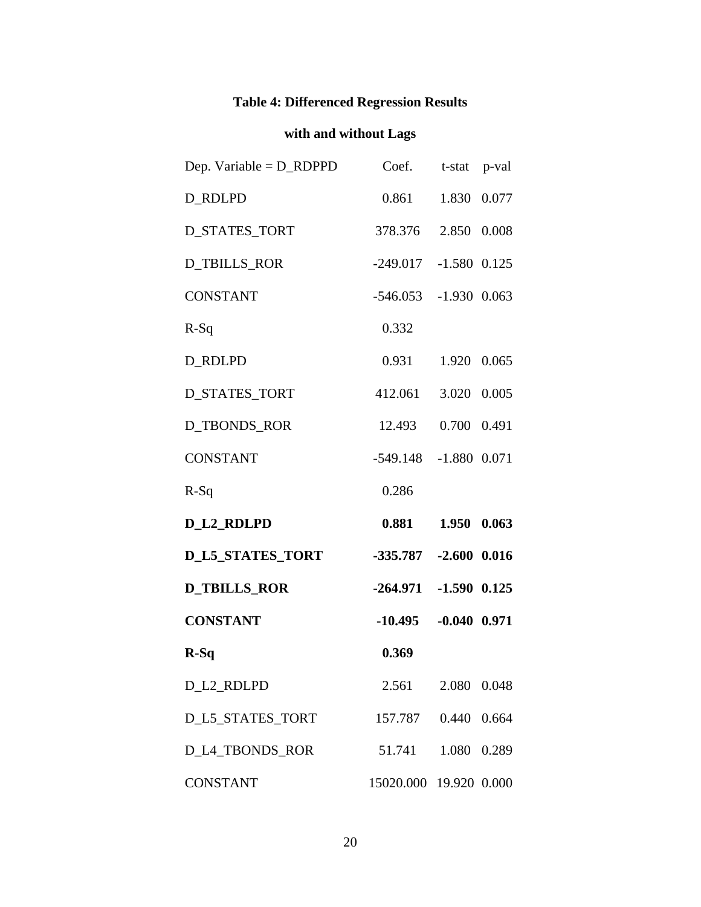### Table 4: Differenced Regression Results

### with and without Lags

| Dep. Variable = D_RDPPD | Coef. | t-stat | p-val |
|---|---|---|---|
| D_RDLPD | 0.861 | 1.830 | 0.077 |
| D_STATES_TORT | 378.376 | 2.850 | 0.008 |
| D_TBILLS_ROR | -249.017 | -1.580 | 0.125 |
| CONSTANT | -546.053 | -1.930 | 0.063 |
| R-Sq | 0.332 | | |
| D_RDLPD | 0.931 | 1.920 | 0.065 |
| D_STATES_TORT | 412.061 | 3.020 | 0.005 |
| D_TBONDS_ROR | 12.493 | 0.700 | 0.491 |
| CONSTANT | -549.148 | -1.880 | 0.071 |
| R-Sq | 0.286 | | |
| **D_L2_RDLPD** | **0.881** | **1.950** | **0.063** |
| **D_L5_STATES_TORT** | **-335.787** | **-2.600** | **0.016** |
| **D_TBILLS_ROR** | **-264.971** | **-1.590** | **0.125** |
| **CONSTANT** | **-10.495** | **-0.040** | **0.971** |
| **R-Sq** | **0.369** | | |
| D_L2_RDLPD | 2.561 | 2.080 | 0.048 |
| D_L5_STATES_TORT | 157.787 | 0.440 | 0.664 |
| D_L4_TBONDS_ROR | 51.741 | 1.080 | 0.289 |
| CONSTANT | 15020.000 | 19.920 | 0.000 |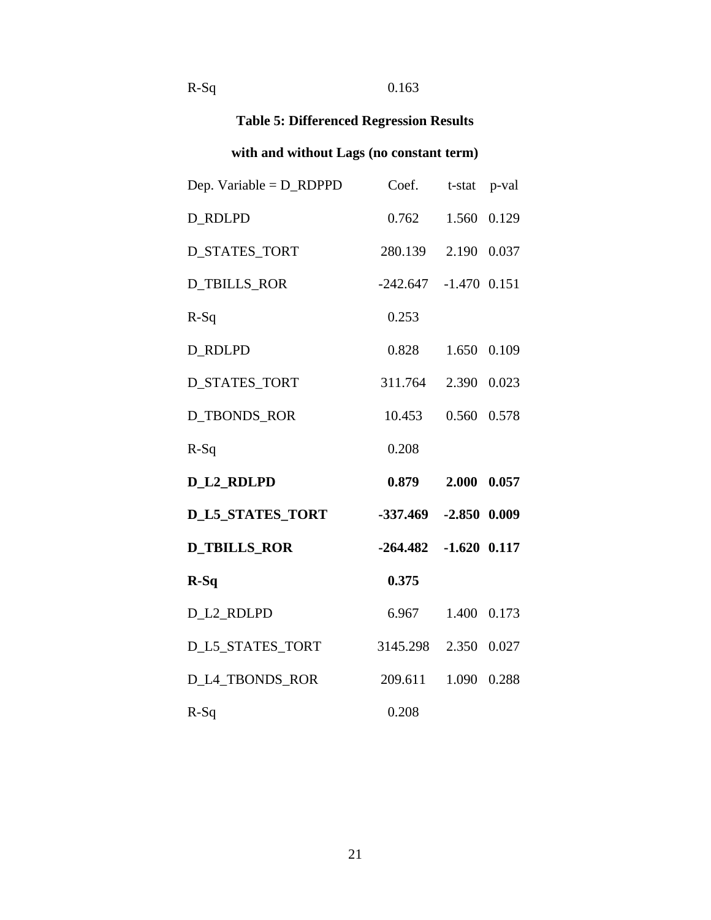| R-Sq | 0.163 | | |
|---|---|---|---|

**Table 5: Differenced Regression Results**

**with and without Lags (no constant term)**

| Dep. Variable = D_RDPPD | Coef. | t-stat | p-val |
|---|---|---|---|
| D_RDLPD | 0.762 | 1.560 | 0.129 |
| D_STATES_TORT | 280.139 | 2.190 | 0.037 |
| D_TBILLS_ROR | -242.647 | -1.470 | 0.151 |
| R-Sq | 0.253 | | |
| D_RDLPD | 0.828 | 1.650 | 0.109 |
| D_STATES_TORT | 311.764 | 2.390 | 0.023 |
| D_TBONDS_ROR | 10.453 | 0.560 | 0.578 |
| R-Sq | 0.208 | | |
| **D_L2_RDLPD** | **0.879** | **2.000** | **0.057** |
| **D_L5_STATES_TORT** | **-337.469** | **-2.850** | **0.009** |
| **D_TBILLS_ROR** | **-264.482** | **-1.620** | **0.117** |
| **R-Sq** | **0.375** | | |
| D_L2_RDLPD | 6.967 | 1.400 | 0.173 |
| D_L5_STATES_TORT | 3145.298 | 2.350 | 0.027 |
| D_L4_TBONDS_ROR | 209.611 | 1.090 | 0.288 |
| R-Sq | 0.208 | | |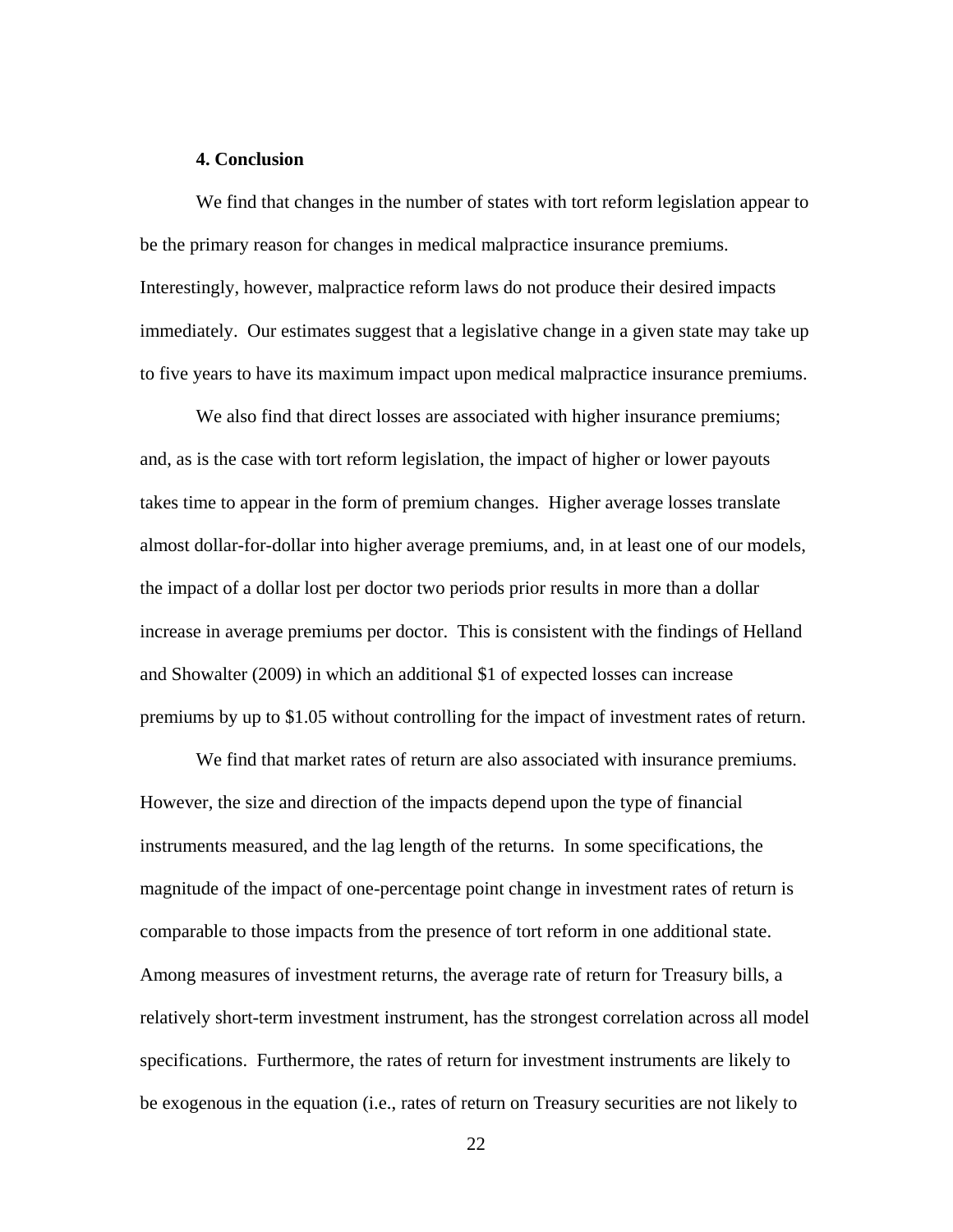## 4. Conclusion

We find that changes in the number of states with tort reform legislation appear to be the primary reason for changes in medical malpractice insurance premiums. Interestingly, however, malpractice reform laws do not produce their desired impacts immediately. Our estimates suggest that a legislative change in a given state may take up to five years to have its maximum impact upon medical malpractice insurance premiums.

We also find that direct losses are associated with higher insurance premiums; and, as is the case with tort reform legislation, the impact of higher or lower payouts takes time to appear in the form of premium changes. Higher average losses translate almost dollar-for-dollar into higher average premiums, and, in at least one of our models, the impact of a dollar lost per doctor two periods prior results in more than a dollar increase in average premiums per doctor. This is consistent with the findings of Helland and Showalter (2009) in which an additional $1 of expected losses can increase premiums by up to $1.05 without controlling for the impact of investment rates of return.

We find that market rates of return are also associated with insurance premiums. However, the size and direction of the impacts depend upon the type of financial instruments measured, and the lag length of the returns. In some specifications, the magnitude of the impact of one-percentage point change in investment rates of return is comparable to those impacts from the presence of tort reform in one additional state. Among measures of investment returns, the average rate of return for Treasury bills, a relatively short-term investment instrument, has the strongest correlation across all model specifications. Furthermore, the rates of return for investment instruments are likely to be exogenous in the equation (i.e., rates of return on Treasury securities are not likely to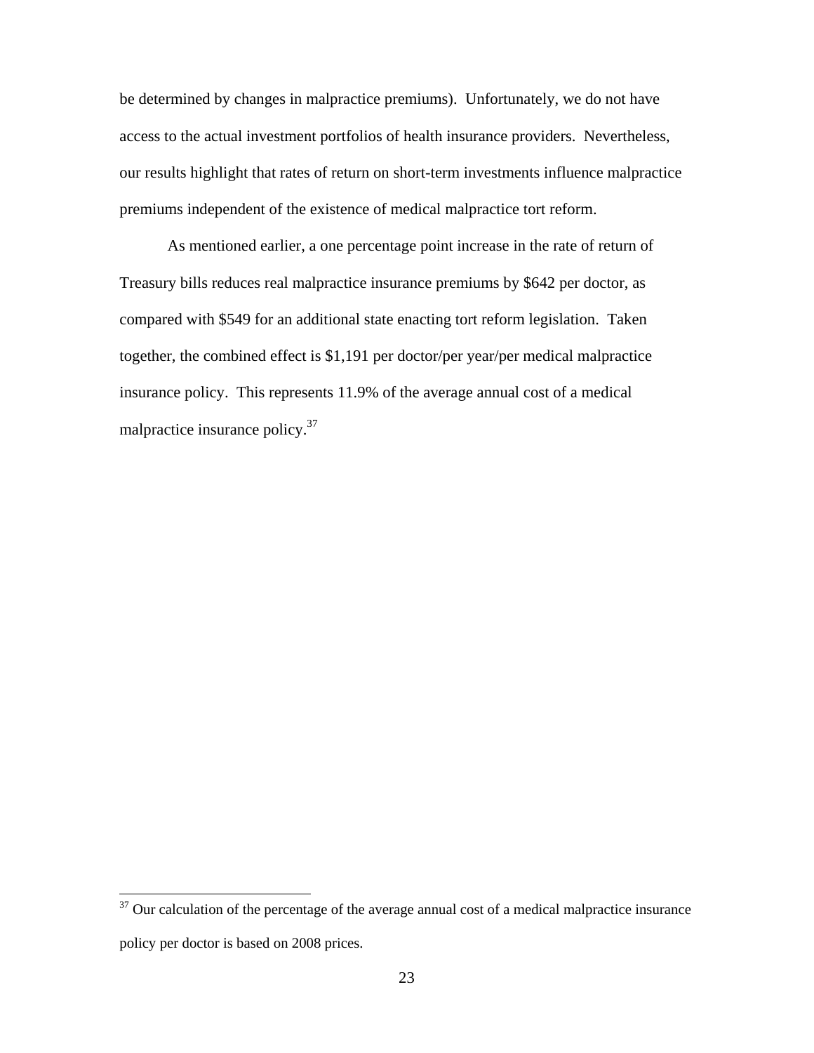be determined by changes in malpractice premiums). Unfortunately, we do not have access to the actual investment portfolios of health insurance providers. Nevertheless, our results highlight that rates of return on short-term investments influence malpractice premiums independent of the existence of medical malpractice tort reform.

As mentioned earlier, a one percentage point increase in the rate of return of Treasury bills reduces real malpractice insurance premiums by $642 per doctor, as compared with $549 for an additional state enacting tort reform legislation. Taken together, the combined effect is $1,191 per doctor/per year/per medical malpractice insurance policy. This represents 11.9% of the average annual cost of a medical malpractice insurance policy.[37]

---

[37] Our calculation of the percentage of the average annual cost of a medical malpractice insurance policy per doctor is based on 2008 prices.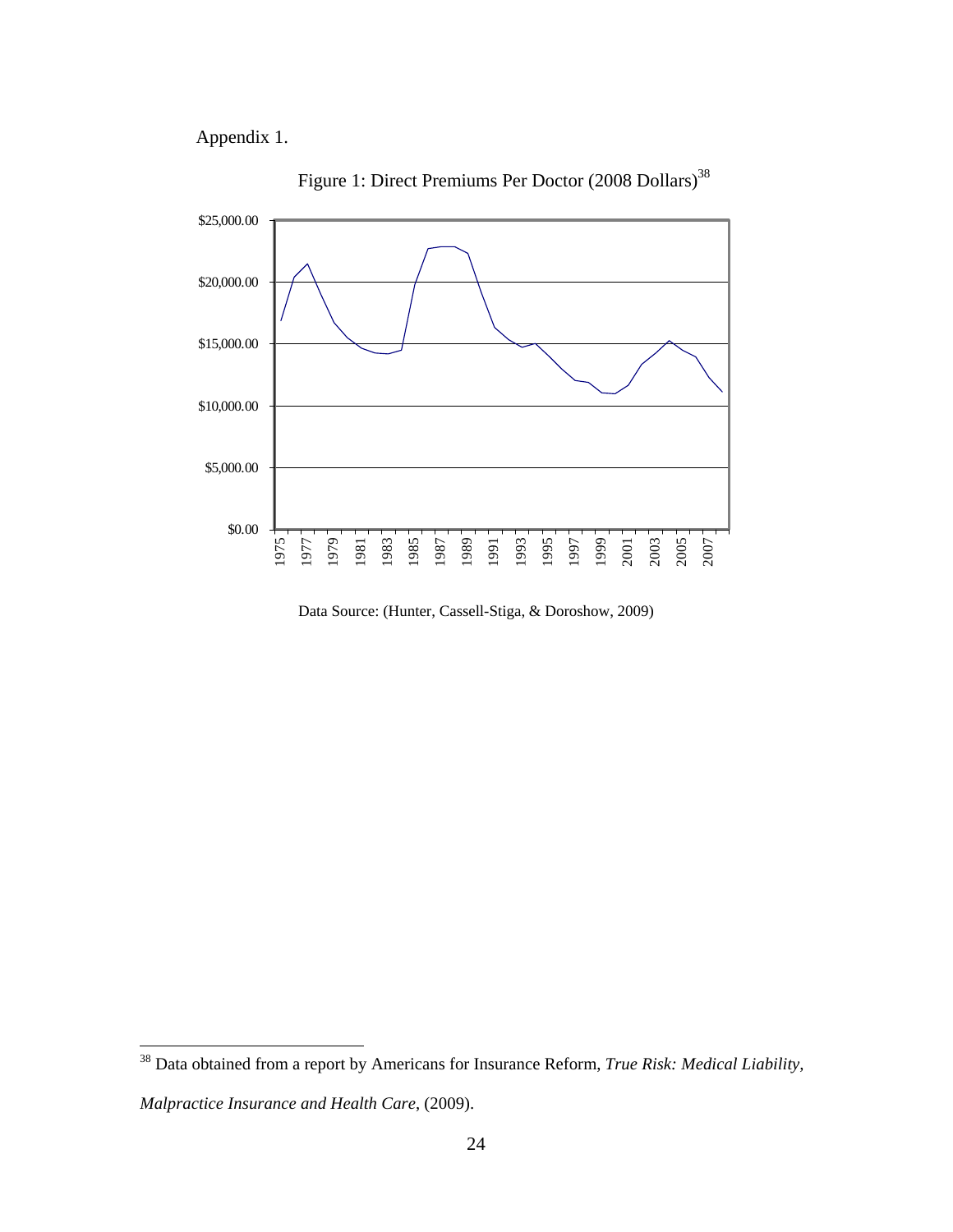Appendix 1.

Figure 1: Direct Premiums Per Doctor (2008 Dollars)[38]

Data Source: (Hunter, Cassell-Stiga, & Doroshow, 2009)

[38] Data obtained from a report by Americans for Insurance Reform, *True Risk: Medical Liability, Malpractice Insurance and Health Care*, (2009).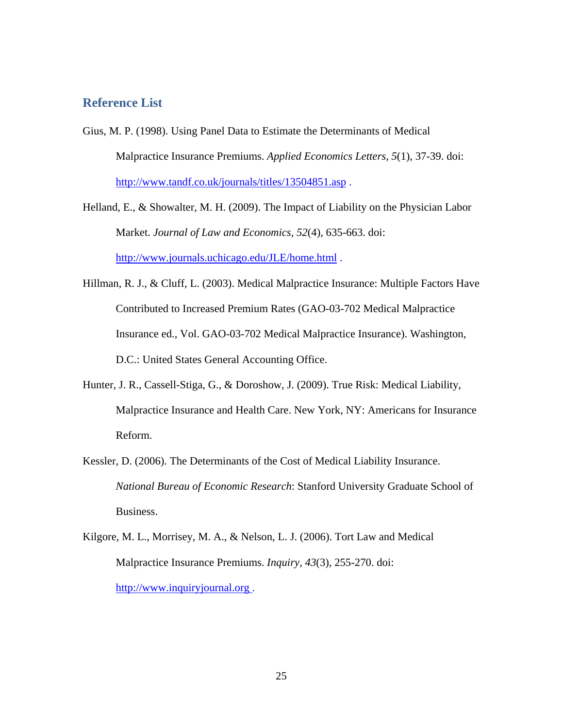## Reference List

Gius, M. P. (1998). Using Panel Data to Estimate the Determinants of Medical Malpractice Insurance Premiums. *Applied Economics Letters, 5*(1), 37-39. doi: http://www.tandf.co.uk/journals/titles/13504851.asp .

Helland, E., & Showalter, M. H. (2009). The Impact of Liability on the Physician Labor Market. *Journal of Law and Economics, 52*(4), 635-663. doi: http://www.journals.uchicago.edu/JLE/home.html .

Hillman, R. J., & Cluff, L. (2003). Medical Malpractice Insurance: Multiple Factors Have Contributed to Increased Premium Rates (GAO-03-702 Medical Malpractice Insurance ed., Vol. GAO-03-702 Medical Malpractice Insurance). Washington, D.C.: United States General Accounting Office.

Hunter, J. R., Cassell-Stiga, G., & Doroshow, J. (2009). True Risk: Medical Liability, Malpractice Insurance and Health Care. New York, NY: Americans for Insurance Reform.

Kessler, D. (2006). The Determinants of the Cost of Medical Liability Insurance. *National Bureau of Economic Research*: Stanford University Graduate School of Business.

Kilgore, M. L., Morrisey, M. A., & Nelson, L. J. (2006). Tort Law and Medical Malpractice Insurance Premiums. *Inquiry, 43*(3), 255-270. doi: http://www.inquiryjournal.org .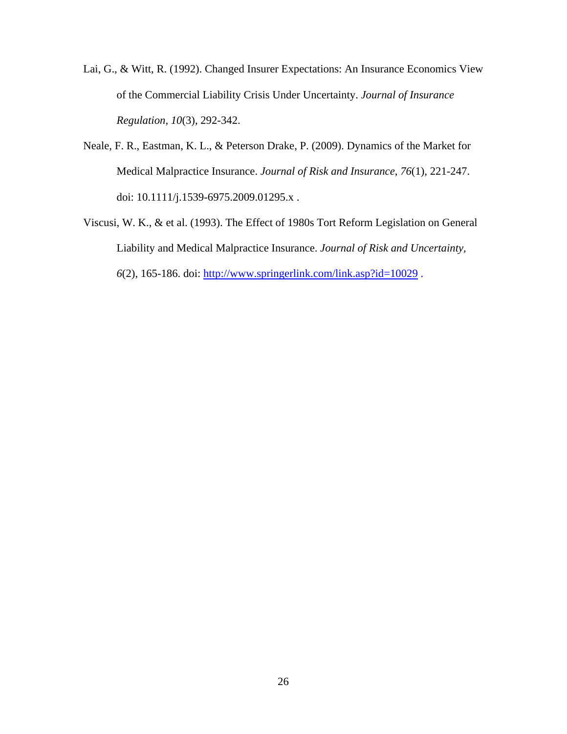Lai, G., & Witt, R. (1992). Changed Insurer Expectations: An Insurance Economics View of the Commercial Liability Crisis Under Uncertainty. *Journal of Insurance Regulation, 10*(3), 292-342.

Neale, F. R., Eastman, K. L., & Peterson Drake, P. (2009). Dynamics of the Market for Medical Malpractice Insurance. *Journal of Risk and Insurance, 76*(1), 221-247. doi: 10.1111/j.1539-6975.2009.01295.x .

Viscusi, W. K., & et al. (1993). The Effect of 1980s Tort Reform Legislation on General Liability and Medical Malpractice Insurance. *Journal of Risk and Uncertainty, 6*(2), 165-186. doi: http://www.springerlink.com/link.asp?id=10029 .